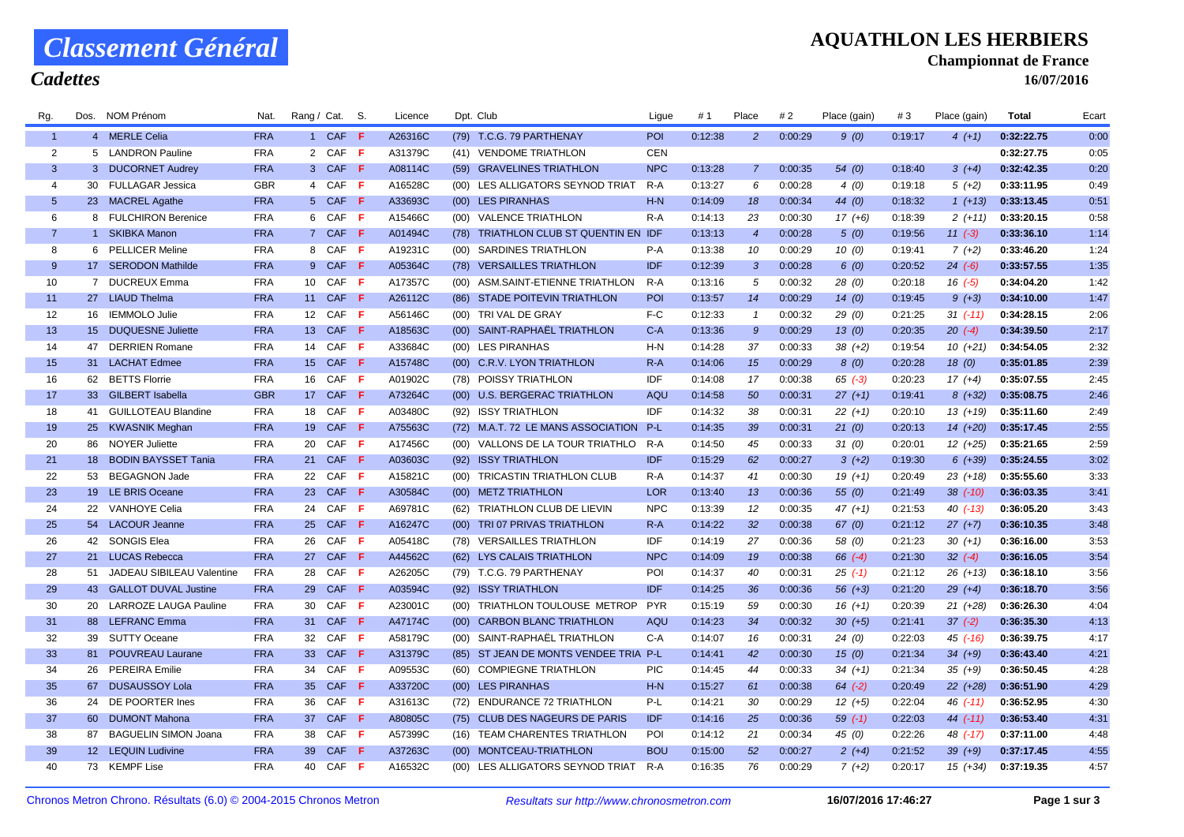# Classement Général

## Cadettes

**AQUATHLON LES HERBIERS**

**Championnat de France**

**16/07/2016**

| Rg. | Dos. | NOM Prénom | Nat. | Rang / Cat. | S. | Licence | Dpt. | Club | Ligue | # 1 | Place | # 2 | Place (gain) | # 3 | Place (gain) | Total | Ecart |
|---|---|---|---|---|---|---|---|---|---|---|---|---|---|---|---|---|---|
| 1 | 4 | MERLE Celia | FRA | 1 CAF | F | A26316C | (79) | T.C.G. 79 PARTHENAY | POI | 0:12:38 | 2 | 0:00:29 | 9 (0) | 0:19:17 | 4 (+1) | 0:32:22.75 | 0:00 |
| 2 | 5 | LANDRON Pauline | FRA | 2 CAF | F | A31379C | (41) | VENDOME TRIATHLON | CEN | | | | | | | 0:32:27.75 | 0:05 |
| 3 | 3 | DUCORNET Audrey | FRA | 3 CAF | F | A08114C | (59) | GRAVELINES TRIATHLON | NPC | 0:13:28 | 7 | 0:00:35 | 54 (0) | 0:18:40 | 3 (+4) | 0:32:42.35 | 0:20 |
| 4 | 30 | FULLAGAR Jessica | GBR | 4 CAF | F | A16528C | (00) | LES ALLIGATORS SEYNOD TRIAT | R-A | 0:13:27 | 6 | 0:00:28 | 4 (0) | 0:19:18 | 5 (+2) | 0:33:11.95 | 0:49 |
| 5 | 23 | MACREL Agathe | FRA | 5 CAF | F | A33693C | (00) | LES PIRANHAS | H-N | 0:14:09 | 18 | 0:00:34 | 44 (0) | 0:18:32 | 1 (+13) | 0:33:13.45 | 0:51 |
| 6 | 8 | FULCHIRON Berenice | FRA | 6 CAF | F | A15466C | (00) | VALENCE TRIATHLON | R-A | 0:14:13 | 23 | 0:00:30 | 17 (+6) | 0:18:39 | 2 (+11) | 0:33:20.15 | 0:58 |
| 7 | 1 | SKIBKA Manon | FRA | 7 CAF | F | A01494C | (78) | TRIATHLON CLUB ST QUENTIN EN | IDF | 0:13:13 | 4 | 0:00:28 | 5 (0) | 0:19:56 | 11 (-3) | 0:33:36.10 | 1:14 |
| 8 | 6 | PELLICER Meline | FRA | 8 CAF | F | A19231C | (00) | SARDINES TRIATHLON | P-A | 0:13:38 | 10 | 0:00:29 | 10 (0) | 0:19:41 | 7 (+2) | 0:33:46.20 | 1:24 |
| 9 | 17 | SERODON Mathilde | FRA | 9 CAF | F | A05364C | (78) | VERSAILLES TRIATHLON | IDF | 0:12:39 | 3 | 0:00:28 | 6 (0) | 0:20:52 | 24 (-6) | 0:33:57.55 | 1:35 |
| 10 | 7 | DUCREUX Emma | FRA | 10 CAF | F | A17357C | (00) | ASM.SAINT-ETIENNE TRIATHLON | R-A | 0:13:16 | 5 | 0:00:32 | 28 (0) | 0:20:18 | 16 (-5) | 0:34:04.20 | 1:42 |
| 11 | 27 | LIAUD Thelma | FRA | 11 CAF | F | A26112C | (86) | STADE POITEVIN TRIATHLON | POI | 0:13:57 | 14 | 0:00:29 | 14 (0) | 0:19:45 | 9 (+3) | 0:34:10.00 | 1:47 |
| 12 | 16 | IEMMOLO Julie | FRA | 12 CAF | F | A56146C | (00) | TRI VAL DE GRAY | F-C | 0:12:33 | 1 | 0:00:32 | 29 (0) | 0:21:25 | 31 (-11) | 0:34:28.15 | 2:06 |
| 13 | 15 | DUQUESNE Juliette | FRA | 13 CAF | F | A18563C | (00) | SAINT-RAPHAËL TRIATHLON | C-A | 0:13:36 | 9 | 0:00:29 | 13 (0) | 0:20:35 | 20 (-4) | 0:34:39.50 | 2:17 |
| 14 | 47 | DERRIEN Romane | FRA | 14 CAF | F | A33684C | (00) | LES PIRANHAS | H-N | 0:14:28 | 37 | 0:00:33 | 38 (+2) | 0:19:54 | 10 (+21) | 0:34:54.05 | 2:32 |
| 15 | 31 | LACHAT Edmee | FRA | 15 CAF | F | A15748C | (00) | C.R.V. LYON TRIATHLON | R-A | 0:14:06 | 15 | 0:00:29 | 8 (0) | 0:20:28 | 18 (0) | 0:35:01.85 | 2:39 |
| 16 | 62 | BETTS Florrie | FRA | 16 CAF | F | A01902C | (78) | POISSY TRIATHLON | IDF | 0:14:08 | 17 | 0:00:38 | 65 (-3) | 0:20:23 | 17 (+4) | 0:35:07.55 | 2:45 |
| 17 | 33 | GILBERT Isabella | GBR | 17 CAF | F | A73264C | (00) | U.S. BERGERAC TRIATHLON | AQU | 0:14:58 | 50 | 0:00:31 | 27 (+1) | 0:19:41 | 8 (+32) | 0:35:08.75 | 2:46 |
| 18 | 41 | GUILLOTEAU Blandine | FRA | 18 CAF | F | A03480C | (92) | ISSY TRIATHLON | IDF | 0:14:32 | 38 | 0:00:31 | 22 (+1) | 0:20:10 | 13 (+19) | 0:35:11.60 | 2:49 |
| 19 | 25 | KWASNIK Meghan | FRA | 19 CAF | F | A75563C | (72) | M.A.T. 72 LE MANS ASSOCIATION | P-L | 0:14:35 | 39 | 0:00:31 | 21 (0) | 0:20:13 | 14 (+20) | 0:35:17.45 | 2:55 |
| 20 | 86 | NOYER Juliette | FRA | 20 CAF | F | A17456C | (00) | VALLONS DE LA TOUR TRIATHLO | R-A | 0:14:50 | 45 | 0:00:33 | 31 (0) | 0:20:01 | 12 (+25) | 0:35:21.65 | 2:59 |
| 21 | 18 | BODIN BAYSSET Tania | FRA | 21 CAF | F | A03603C | (92) | ISSY TRIATHLON | IDF | 0:15:29 | 62 | 0:00:27 | 3 (+2) | 0:19:30 | 6 (+39) | 0:35:24.55 | 3:02 |
| 22 | 53 | BEGAGNON Jade | FRA | 22 CAF | F | A15821C | (00) | TRICASTIN TRIATHLON CLUB | R-A | 0:14:37 | 41 | 0:00:30 | 19 (+1) | 0:20:49 | 23 (+18) | 0:35:55.60 | 3:33 |
| 23 | 19 | LE BRIS Oceane | FRA | 23 CAF | F | A30584C | (00) | METZ TRIATHLON | LOR | 0:13:40 | 13 | 0:00:36 | 55 (0) | 0:21:49 | 38 (-10) | 0:36:03.35 | 3:41 |
| 24 | 22 | VANHOYE Celia | FRA | 24 CAF | F | A69781C | (62) | TRIATHLON CLUB DE LIEVIN | NPC | 0:13:39 | 12 | 0:00:35 | 47 (+1) | 0:21:53 | 40 (-13) | 0:36:05.20 | 3:43 |
| 25 | 54 | LACOUR Jeanne | FRA | 25 CAF | F | A16247C | (00) | TRI 07 PRIVAS TRIATHLON | R-A | 0:14:22 | 32 | 0:00:38 | 67 (0) | 0:21:12 | 27 (+7) | 0:36:10.35 | 3:48 |
| 26 | 42 | SONGIS Elea | FRA | 26 CAF | F | A05418C | (78) | VERSAILLES TRIATHLON | IDF | 0:14:19 | 27 | 0:00:36 | 58 (0) | 0:21:23 | 30 (+1) | 0:36:16.00 | 3:53 |
| 27 | 21 | LUCAS Rebecca | FRA | 27 CAF | F | A44562C | (62) | LYS CALAIS TRIATHLON | NPC | 0:14:09 | 19 | 0:00:38 | 66 (-4) | 0:21:30 | 32 (-4) | 0:36:16.05 | 3:54 |
| 28 | 51 | JADEAU SIBILEAU Valentine | FRA | 28 CAF | F | A26205C | (79) | T.C.G. 79 PARTHENAY | POI | 0:14:37 | 40 | 0:00:31 | 25 (-1) | 0:21:12 | 26 (+13) | 0:36:18.10 | 3:56 |
| 29 | 43 | GALLOT DUVAL Justine | FRA | 29 CAF | F | A03594C | (92) | ISSY TRIATHLON | IDF | 0:14:25 | 36 | 0:00:36 | 56 (+3) | 0:21:20 | 29 (+4) | 0:36:18.70 | 3:56 |
| 30 | 20 | LARROZE LAUGA Pauline | FRA | 30 CAF | F | A23001C | (00) | TRIATHLON TOULOUSE METROP | PYR | 0:15:19 | 59 | 0:00:30 | 16 (+1) | 0:20:39 | 21 (+28) | 0:36:26.30 | 4:04 |
| 31 | 88 | LEFRANC Emma | FRA | 31 CAF | F | A47174C | (00) | CARBON BLANC TRIATHLON | AQU | 0:14:23 | 34 | 0:00:32 | 30 (+5) | 0:21:41 | 37 (-2) | 0:36:35.30 | 4:13 |
| 32 | 39 | SUTTY Oceane | FRA | 32 CAF | F | A58179C | (00) | SAINT-RAPHAËL TRIATHLON | C-A | 0:14:07 | 16 | 0:00:31 | 24 (0) | 0:22:03 | 45 (-16) | 0:36:39.75 | 4:17 |
| 33 | 81 | POUVREAU Laurane | FRA | 33 CAF | F | A31379C | (85) | ST JEAN DE MONTS VENDEE TRIA | P-L | 0:14:41 | 42 | 0:00:30 | 15 (0) | 0:21:34 | 34 (+9) | 0:36:43.40 | 4:21 |
| 34 | 26 | PEREIRA Emilie | FRA | 34 CAF | F | A09553C | (60) | COMPIEGNE TRIATHLON | PIC | 0:14:45 | 44 | 0:00:33 | 34 (+1) | 0:21:34 | 35 (+9) | 0:36:50.45 | 4:28 |
| 35 | 67 | DUSAUSSOY Lola | FRA | 35 CAF | F | A33720C | (00) | LES PIRANHAS | H-N | 0:15:27 | 61 | 0:00:38 | 64 (-2) | 0:20:49 | 22 (+28) | 0:36:51.90 | 4:29 |
| 36 | 24 | DE POORTER Ines | FRA | 36 CAF | F | A31613C | (72) | ENDURANCE 72 TRIATHLON | P-L | 0:14:21 | 30 | 0:00:29 | 12 (+5) | 0:22:04 | 46 (-11) | 0:36:52.95 | 4:30 |
| 37 | 60 | DUMONT Mahona | FRA | 37 CAF | F | A80805C | (75) | CLUB DES NAGEURS DE PARIS | IDF | 0:14:16 | 25 | 0:00:36 | 59 (-1) | 0:22:03 | 44 (-11) | 0:36:53.40 | 4:31 |
| 38 | 87 | BAGUELIN SIMON Joana | FRA | 38 CAF | F | A57399C | (16) | TEAM CHARENTES TRIATHLON | POI | 0:14:12 | 21 | 0:00:34 | 45 (0) | 0:22:26 | 48 (-17) | 0:37:11.00 | 4:48 |
| 39 | 12 | LEQUIN Ludivine | FRA | 39 CAF | F | A37263C | (00) | MONTCEAU-TRIATHLON | BOU | 0:15:00 | 52 | 0:00:27 | 2 (+4) | 0:21:52 | 39 (+9) | 0:37:17.45 | 4:55 |
| 40 | 73 | KEMPF Lise | FRA | 40 CAF | F | A16532C | (00) | LES ALLIGATORS SEYNOD TRIAT | R-A | 0:16:35 | 76 | 0:00:29 | 7 (+2) | 0:20:17 | 15 (+34) | 0:37:19.35 | 4:57 |

Chronos Metron Chrono. Résultats (6.0) © 2004-2015 Chronos Metron — *Resultats sur http://www.chronosmetron.com* — **16/07/2016 17:46:27**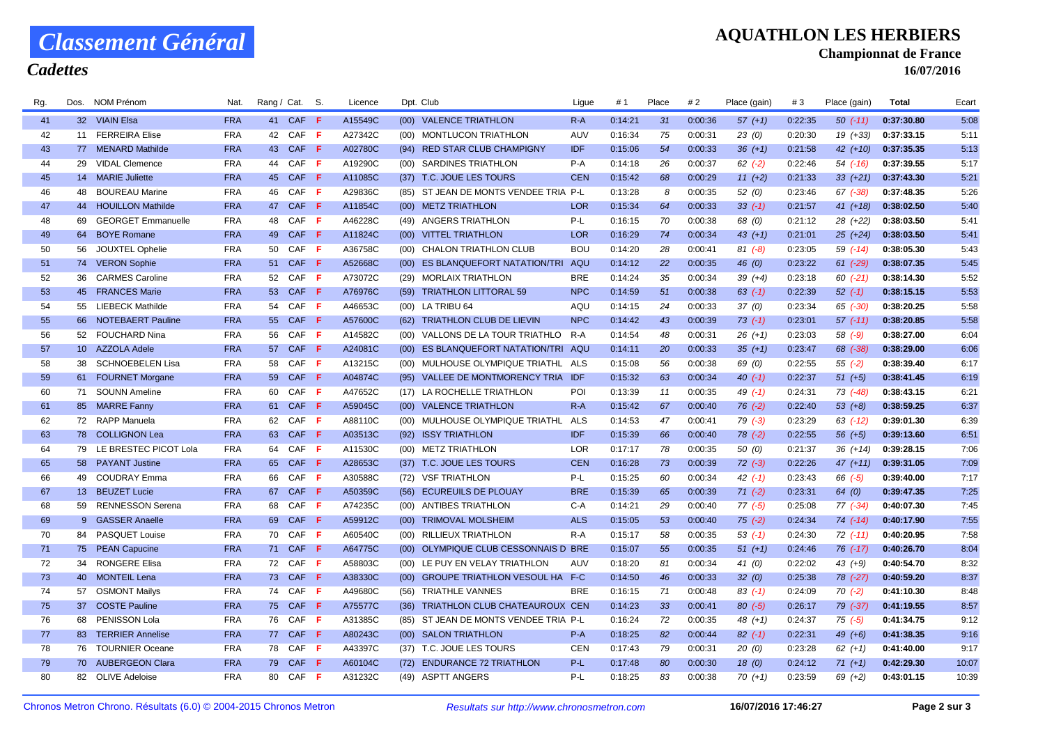# Classement Général

## Cadettes

**AQUATHLON LES HERBIERS**
**Championnat de France**
**16/07/2016**

| Rg. | Dos. | NOM Prénom | Nat. | Rang / Cat. | | S. | Licence | Dpt. | Club | Ligue | # 1 | Place | # 2 | Place (gain) | # 3 | Place (gain) | Total | Ecart |
|---|---|---|---|---|---|---|---|---|---|---|---|---|---|---|---|---|---|---|
| 41 | 32 | VIAIN Elsa | FRA | 41 | CAF | F | A15549C | (00) | VALENCE TRIATHLON | R-A | 0:14:21 | 31 | 0:00:36 | 57 (+1) | 0:22:35 | 50 (-11) | 0:37:30.80 | 5:08 |
| 42 | 11 | FERREIRA Elise | FRA | 42 | CAF | F | A27342C | (00) | MONTLUCON TRIATHLON | AUV | 0:16:34 | 75 | 0:00:31 | 23 (0) | 0:20:30 | 19 (+33) | 0:37:33.15 | 5:11 |
| 43 | 77 | MENARD Mathilde | FRA | 43 | CAF | F | A02780C | (94) | RED STAR CLUB CHAMPIGNY | IDF | 0:15:06 | 54 | 0:00:33 | 36 (+1) | 0:21:58 | 42 (+10) | 0:37:35.35 | 5:13 |
| 44 | 29 | VIDAL Clemence | FRA | 44 | CAF | F | A19290C | (00) | SARDINES TRIATHLON | P-A | 0:14:18 | 26 | 0:00:37 | 62 (-2) | 0:22:46 | 54 (-16) | 0:37:39.55 | 5:17 |
| 45 | 14 | MARIE Juliette | FRA | 45 | CAF | F | A11085C | (37) | T.C. JOUE LES TOURS | CEN | 0:15:42 | 68 | 0:00:29 | 11 (+2) | 0:21:33 | 33 (+21) | 0:37:43.30 | 5:21 |
| 46 | 48 | BOUREAU Marine | FRA | 46 | CAF | F | A29836C | (85) | ST JEAN DE MONTS VENDEE TRIA | P-L | 0:13:28 | 8 | 0:00:35 | 52 (0) | 0:23:46 | 67 (-38) | 0:37:48.35 | 5:26 |
| 47 | 44 | HOUILLON Mathilde | FRA | 47 | CAF | F | A11854C | (00) | METZ TRIATHLON | LOR | 0:15:34 | 64 | 0:00:33 | 33 (-1) | 0:21:57 | 41 (+18) | 0:38:02.50 | 5:40 |
| 48 | 69 | GEORGET Emmanuelle | FRA | 48 | CAF | F | A46228C | (49) | ANGERS TRIATHLON | P-L | 0:16:15 | 70 | 0:00:38 | 68 (0) | 0:21:12 | 28 (+22) | 0:38:03.50 | 5:41 |
| 49 | 64 | BOYE Romane | FRA | 49 | CAF | F | A11824C | (00) | VITTEL TRIATHLON | LOR | 0:16:29 | 74 | 0:00:34 | 43 (+1) | 0:21:01 | 25 (+24) | 0:38:03.50 | 5:41 |
| 50 | 56 | JOUXTEL Ophelie | FRA | 50 | CAF | F | A36758C | (00) | CHALON TRIATHLON CLUB | BOU | 0:14:20 | 28 | 0:00:41 | 81 (-8) | 0:23:05 | 59 (-14) | 0:38:05.30 | 5:43 |
| 51 | 74 | VERON Sophie | FRA | 51 | CAF | F | A52668C | (00) | ES BLANQUEFORT NATATION/TRI | AQU | 0:14:12 | 22 | 0:00:35 | 46 (0) | 0:23:22 | 61 (-29) | 0:38:07.35 | 5:45 |
| 52 | 36 | CARMES Caroline | FRA | 52 | CAF | F | A73072C | (29) | MORLAIX TRIATHLON | BRE | 0:14:24 | 35 | 0:00:34 | 39 (+4) | 0:23:18 | 60 (-21) | 0:38:14.30 | 5:52 |
| 53 | 45 | FRANCES Marie | FRA | 53 | CAF | F | A76976C | (59) | TRIATHLON LITTORAL 59 | NPC | 0:14:59 | 51 | 0:00:38 | 63 (-1) | 0:22:39 | 52 (-1) | 0:38:15.15 | 5:53 |
| 54 | 55 | LIEBECK Mathilde | FRA | 54 | CAF | F | A46653C | (00) | LA TRIBU 64 | AQU | 0:14:15 | 24 | 0:00:33 | 37 (0) | 0:23:34 | 65 (-30) | 0:38:20.25 | 5:58 |
| 55 | 66 | NOTEBAERT Pauline | FRA | 55 | CAF | F | A57600C | (62) | TRIATHLON CLUB DE LIEVIN | NPC | 0:14:42 | 43 | 0:00:39 | 73 (-1) | 0:23:01 | 57 (-11) | 0:38:20.85 | 5:58 |
| 56 | 52 | FOUCHARD Nina | FRA | 56 | CAF | F | A14582C | (00) | VALLONS DE LA TOUR TRIATHLO | R-A | 0:14:54 | 48 | 0:00:31 | 26 (+1) | 0:23:03 | 58 (-9) | 0:38:27.00 | 6:04 |
| 57 | 10 | AZZOLA Adele | FRA | 57 | CAF | F | A24081C | (00) | ES BLANQUEFORT NATATION/TRI | AQU | 0:14:11 | 20 | 0:00:33 | 35 (+1) | 0:23:47 | 68 (-38) | 0:38:29.00 | 6:06 |
| 58 | 38 | SCHNOEBELEN Lisa | FRA | 58 | CAF | F | A13215C | (00) | MULHOUSE OLYMPIQUE TRIATHL | ALS | 0:15:08 | 56 | 0:00:38 | 69 (0) | 0:22:55 | 55 (-2) | 0:38:39.40 | 6:17 |
| 59 | 61 | FOURNET Morgane | FRA | 59 | CAF | F | A04874C | (95) | VALLEE DE MONTMORENCY TRIA | IDF | 0:15:32 | 63 | 0:00:34 | 40 (-1) | 0:22:37 | 51 (+5) | 0:38:41.45 | 6:19 |
| 60 | 71 | SOUNN Ameline | FRA | 60 | CAF | F | A47652C | (17) | LA ROCHELLE TRIATHLON | POI | 0:13:39 | 11 | 0:00:35 | 49 (-1) | 0:24:31 | 73 (-48) | 0:38:43.15 | 6:21 |
| 61 | 85 | MARRE Fanny | FRA | 61 | CAF | F | A59045C | (00) | VALENCE TRIATHLON | R-A | 0:15:42 | 67 | 0:00:40 | 76 (-2) | 0:22:40 | 53 (+8) | 0:38:59.25 | 6:37 |
| 62 | 72 | RAPP Manuela | FRA | 62 | CAF | F | A88110C | (00) | MULHOUSE OLYMPIQUE TRIATHL | ALS | 0:14:53 | 47 | 0:00:41 | 79 (-3) | 0:23:29 | 63 (-12) | 0:39:01.30 | 6:39 |
| 63 | 78 | COLLIGNON Lea | FRA | 63 | CAF | F | A03513C | (92) | ISSY TRIATHLON | IDF | 0:15:39 | 66 | 0:00:40 | 78 (-2) | 0:22:55 | 56 (+5) | 0:39:13.60 | 6:51 |
| 64 | 79 | LE BRESTEC PICOT Lola | FRA | 64 | CAF | F | A11530C | (00) | METZ TRIATHLON | LOR | 0:17:17 | 78 | 0:00:35 | 50 (0) | 0:21:37 | 36 (+14) | 0:39:28.15 | 7:06 |
| 65 | 58 | PAYANT Justine | FRA | 65 | CAF | F | A28653C | (37) | T.C. JOUE LES TOURS | CEN | 0:16:28 | 73 | 0:00:39 | 72 (-3) | 0:22:26 | 47 (+11) | 0:39:31.05 | 7:09 |
| 66 | 49 | COUDRAY Emma | FRA | 66 | CAF | F | A30588C | (72) | VSF TRIATHLON | P-L | 0:15:25 | 60 | 0:00:34 | 42 (-1) | 0:23:43 | 66 (-5) | 0:39:40.00 | 7:17 |
| 67 | 13 | BEUZET Lucie | FRA | 67 | CAF | F | A50359C | (56) | ECUREUILS DE PLOUAY | BRE | 0:15:39 | 65 | 0:00:39 | 71 (-2) | 0:23:31 | 64 (0) | 0:39:47.35 | 7:25 |
| 68 | 59 | RENNESSON Serena | FRA | 68 | CAF | F | A74235C | (00) | ANTIBES TRIATHLON | C-A | 0:14:21 | 29 | 0:00:40 | 77 (-5) | 0:25:08 | 77 (-34) | 0:40:07.30 | 7:45 |
| 69 | 9 | GASSER Anaelle | FRA | 69 | CAF | F | A59912C | (00) | TRIMOVAL MOLSHEIM | ALS | 0:15:05 | 53 | 0:00:40 | 75 (-2) | 0:24:34 | 74 (-14) | 0:40:17.90 | 7:55 |
| 70 | 84 | PASQUET Louise | FRA | 70 | CAF | F | A60540C | (00) | RILLIEUX TRIATHLON | R-A | 0:15:17 | 58 | 0:00:35 | 53 (-1) | 0:24:30 | 72 (-11) | 0:40:20.95 | 7:58 |
| 71 | 75 | PEAN Capucine | FRA | 71 | CAF | F | A64775C | (00) | OLYMPIQUE CLUB CESSONNAIS D | BRE | 0:15:07 | 55 | 0:00:35 | 51 (+1) | 0:24:46 | 76 (-17) | 0:40:26.70 | 8:04 |
| 72 | 34 | RONGERE Elisa | FRA | 72 | CAF | F | A58803C | (00) | LE PUY EN VELAY TRIATHLON | AUV | 0:18:20 | 81 | 0:00:34 | 41 (0) | 0:22:02 | 43 (+9) | 0:40:54.70 | 8:32 |
| 73 | 40 | MONTEIL Lena | FRA | 73 | CAF | F | A38330C | (00) | GROUPE TRIATHLON VESOUL HA | F-C | 0:14:50 | 46 | 0:00:33 | 32 (0) | 0:25:38 | 78 (-27) | 0:40:59.20 | 8:37 |
| 74 | 57 | OSMONT Mailys | FRA | 74 | CAF | F | A49680C | (56) | TRIATHLE VANNES | BRE | 0:16:15 | 71 | 0:00:48 | 83 (-1) | 0:24:09 | 70 (-2) | 0:41:10.30 | 8:48 |
| 75 | 37 | COSTE Pauline | FRA | 75 | CAF | F | A75577C | (36) | TRIATHLON CLUB CHATEAUROUX | CEN | 0:14:23 | 33 | 0:00:41 | 80 (-5) | 0:26:17 | 79 (-37) | 0:41:19.55 | 8:57 |
| 76 | 68 | PENISSON Lola | FRA | 76 | CAF | F | A31385C | (85) | ST JEAN DE MONTS VENDEE TRIA | P-L | 0:16:24 | 72 | 0:00:35 | 48 (+1) | 0:24:37 | 75 (-5) | 0:41:34.75 | 9:12 |
| 77 | 83 | TERRIER Annelise | FRA | 77 | CAF | F | A80243C | (00) | SALON TRIATHLON | P-A | 0:18:25 | 82 | 0:00:44 | 82 (-1) | 0:22:31 | 49 (+6) | 0:41:38.35 | 9:16 |
| 78 | 76 | TOURNIER Oceane | FRA | 78 | CAF | F | A43397C | (37) | T.C. JOUE LES TOURS | CEN | 0:17:43 | 79 | 0:00:31 | 20 (0) | 0:23:28 | 62 (+1) | 0:41:40.00 | 9:17 |
| 79 | 70 | AUBERGEON Clara | FRA | 79 | CAF | F | A60104C | (72) | ENDURANCE 72 TRIATHLON | P-L | 0:17:48 | 80 | 0:00:30 | 18 (0) | 0:24:12 | 71 (+1) | 0:42:29.30 | 10:07 |
| 80 | 82 | OLIVE Adeloise | FRA | 80 | CAF | F | A31232C | (49) | ASPTT ANGERS | P-L | 0:18:25 | 83 | 0:00:38 | 70 (+1) | 0:23:59 | 69 (+2) | 0:43:01.15 | 10:39 |

Chronos Metron Chrono. Résultats (6.0) © 2004-2015 Chronos Metron — Resultats sur http://www.chronosmetron.com — 16/07/2016 17:46:27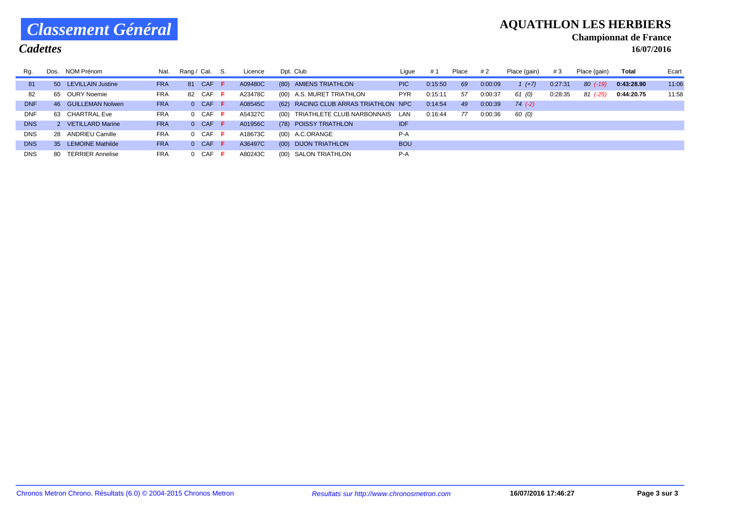# Classement Général

## Cadettes

# AQUATHLON LES HERBIERS

**Championnat de France**

**16/07/2016**

| Rg. | Dos. | NOM Prénom | Nat. | Rang / Cat. | | S. | Licence | Dpt. | Club | Ligue | # 1 | Place | # 2 | Place (gain) | # 3 | Place (gain) | Total | Ecart |
|---|---|---|---|---|---|---|---|---|---|---|---|---|---|---|---|---|---|---|
| 81 | 50 | LEVILLAIN Justine | FRA | 81 | CAF | F | A09480C | (80) | AMIENS TRIATHLON | PIC | 0:15:50 | 69 | 0:00:09 | 1 (+7) | 0:27:31 | 80 (-19) | **0:43:28.90** | 11:06 |
| 82 | 65 | OURY Noemie | FRA | 82 | CAF | F | A23478C | (00) | A.S. MURET TRIATHLON | PYR | 0:15:11 | 57 | 0:00:37 | 61 (0) | 0:28:35 | 81 (-25) | **0:44:20.75** | 11:58 |
| DNF | 46 | GUILLEMAN Nolwen | FRA | 0 | CAF | F | A08545C | (62) | RACING CLUB ARRAS TRIATHLON | NPC | 0:14:54 | 49 | 0:00:39 | 74 (-2) | | | | |
| DNF | 63 | CHARTRAL Eve | FRA | 0 | CAF | F | A54327C | (00) | TRIATHLETE CLUB NARBONNAIS | LAN | 0:16:44 | 77 | 0:00:36 | 60 (0) | | | | |
| DNS | 2 | VETILLARD Marine | FRA | 0 | CAF | F | A01956C | (78) | POISSY TRIATHLON | IDF | | | | | | | | |
| DNS | 28 | ANDRIEU Camille | FRA | 0 | CAF | F | A18673C | (00) | A.C.ORANGE | P-A | | | | | | | | |
| DNS | 35 | LEMOINE Mathilde | FRA | 0 | CAF | F | A36497C | (00) | DIJON TRIATHLON | BOU | | | | | | | | |
| DNS | 80 | TERRIER Annelise | FRA | 0 | CAF | F | A80243C | (00) | SALON TRIATHLON | P-A | | | | | | | | |

Chronos Metron Chrono. Résultats (6.0) © 2004-2015 Chronos Metron — *Resultats sur http://www.chronosmetron.com* — **16/07/2016 17:46:27**